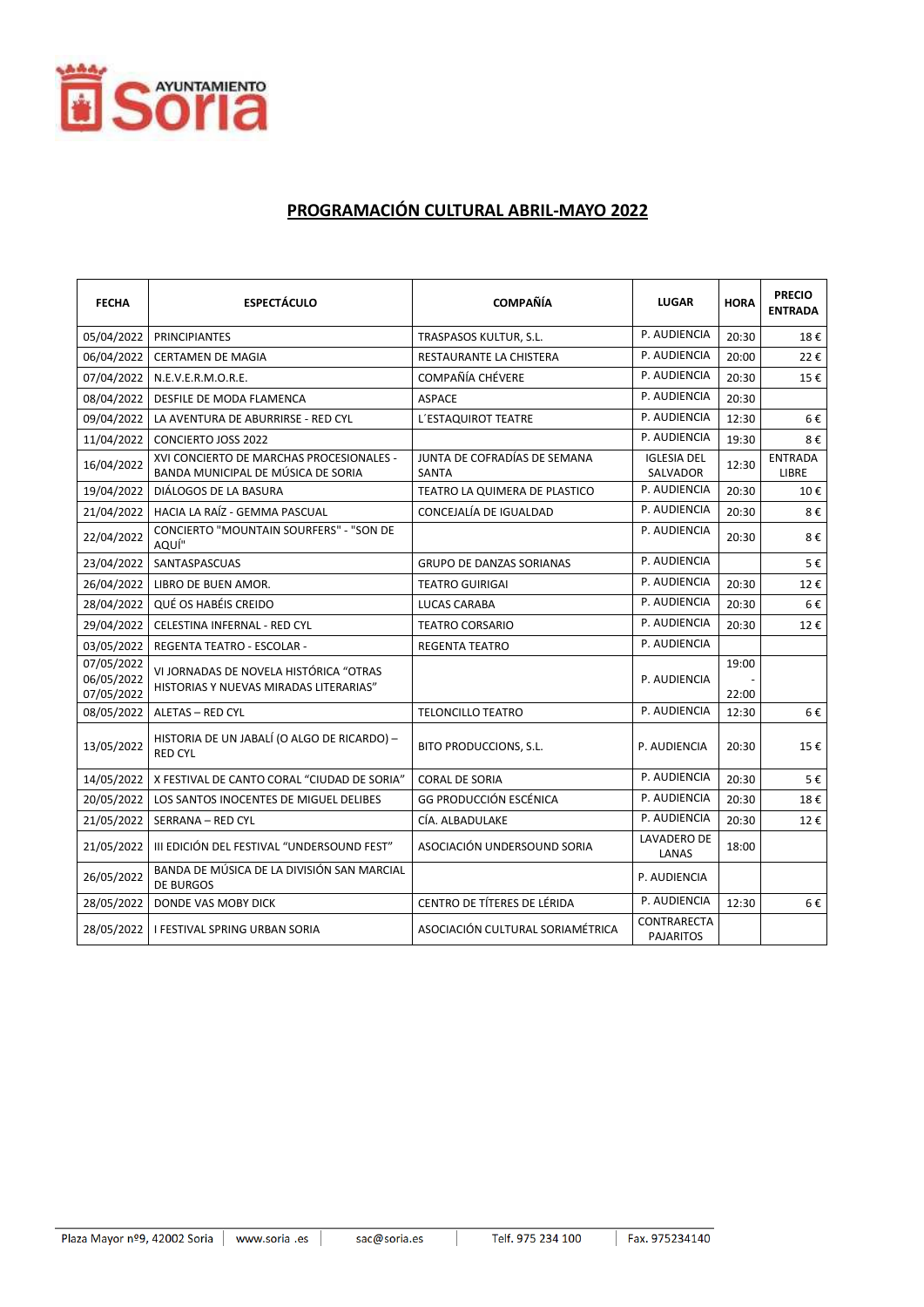## PROGRAMACIÓN CULTURAL ABRIL-MAYO 2022

| FECHA | ESPECTÁCULO | COMPAÑÍA | LUGAR | HORA | PRECIO ENTRADA |
|---|---|---|---|---|---|
| 05/04/2022 | PRINCIPIANTES | TRASPASOS KULTUR, S.L. | P. AUDIENCIA | 20:30 | 18 € |
| 06/04/2022 | CERTAMEN DE MAGIA | RESTAURANTE LA CHISTERA | P. AUDIENCIA | 20:00 | 22 € |
| 07/04/2022 | N.E.V.E.R.M.O.R.E. | COMPAÑÍA CHÉVERE | P. AUDIENCIA | 20:30 | 15 € |
| 08/04/2022 | DESFILE DE MODA FLAMENCA | ASPACE | P. AUDIENCIA | 20:30 | |
| 09/04/2022 | LA AVENTURA DE ABURRIRSE - RED CYL | L´ESTAQUIROT TEATRE | P. AUDIENCIA | 12:30 | 6 € |
| 11/04/2022 | CONCIERTO JOSS 2022 | | P. AUDIENCIA | 19:30 | 8 € |
| 16/04/2022 | XVI CONCIERTO DE MARCHAS PROCESIONALES - BANDA MUNICIPAL DE MÚSICA DE SORIA | JUNTA DE COFRADÍAS DE SEMANA SANTA | IGLESIA DEL SALVADOR | 12:30 | ENTRADA LIBRE |
| 19/04/2022 | DIÁLOGOS DE LA BASURA | TEATRO LA QUIMERA DE PLASTICO | P. AUDIENCIA | 20:30 | 10 € |
| 21/04/2022 | HACIA LA RAÍZ - GEMMA PASCUAL | CONCEJALÍA DE IGUALDAD | P. AUDIENCIA | 20:30 | 8 € |
| 22/04/2022 | CONCIERTO "MOUNTAIN SOURFERS" - "SON DE AQUÍ" | | P. AUDIENCIA | 20:30 | 8 € |
| 23/04/2022 | SANTASPASCUAS | GRUPO DE DANZAS SORIANAS | P. AUDIENCIA | | 5 € |
| 26/04/2022 | LIBRO DE BUEN AMOR. | TEATRO GUIRIGAI | P. AUDIENCIA | 20:30 | 12 € |
| 28/04/2022 | QUÉ OS HABÉIS CREIDO | LUCAS CARABA | P. AUDIENCIA | 20:30 | 6 € |
| 29/04/2022 | CELESTINA INFERNAL - RED CYL | TEATRO CORSARIO | P. AUDIENCIA | 20:30 | 12 € |
| 03/05/2022 | REGENTA TEATRO - ESCOLAR - | REGENTA TEATRO | P. AUDIENCIA | | |
| 07/05/2022 06/05/2022 07/05/2022 | VI JORNADAS DE NOVELA HISTÓRICA "OTRAS HISTORIAS Y NUEVAS MIRADAS LITERARIAS" | | P. AUDIENCIA | 19:00 - 22:00 | |
| 08/05/2022 | ALETAS – RED CYL | TELONCILLO TEATRO | P. AUDIENCIA | 12:30 | 6 € |
| 13/05/2022 | HISTORIA DE UN JABALÍ (O ALGO DE RICARDO) – RED CYL | BITO PRODUCCIONS, S.L. | P. AUDIENCIA | 20:30 | 15 € |
| 14/05/2022 | X FESTIVAL DE CANTO CORAL "CIUDAD DE SORIA" | CORAL DE SORIA | P. AUDIENCIA | 20:30 | 5 € |
| 20/05/2022 | LOS SANTOS INOCENTES DE MIGUEL DELIBES | GG PRODUCCIÓN ESCÉNICA | P. AUDIENCIA | 20:30 | 18 € |
| 21/05/2022 | SERRANA – RED CYL | CÍA. ALBADULAKE | P. AUDIENCIA | 20:30 | 12 € |
| 21/05/2022 | III EDICIÓN DEL FESTIVAL "UNDERSOUND FEST" | ASOCIACIÓN UNDERSOUND SORIA | LAVADERO DE LANAS | 18:00 | |
| 26/05/2022 | BANDA DE MÚSICA DE LA DIVISIÓN SAN MARCIAL DE BURGOS | | P. AUDIENCIA | | |
| 28/05/2022 | DONDE VAS MOBY DICK | CENTRO DE TÍTERES DE LÉRIDA | P. AUDIENCIA | 12:30 | 6 € |
| 28/05/2022 | I FESTIVAL SPRING URBAN SORIA | ASOCIACIÓN CULTURAL SORIAMÉTRICA | CONTRARECTA PAJARITOS | | |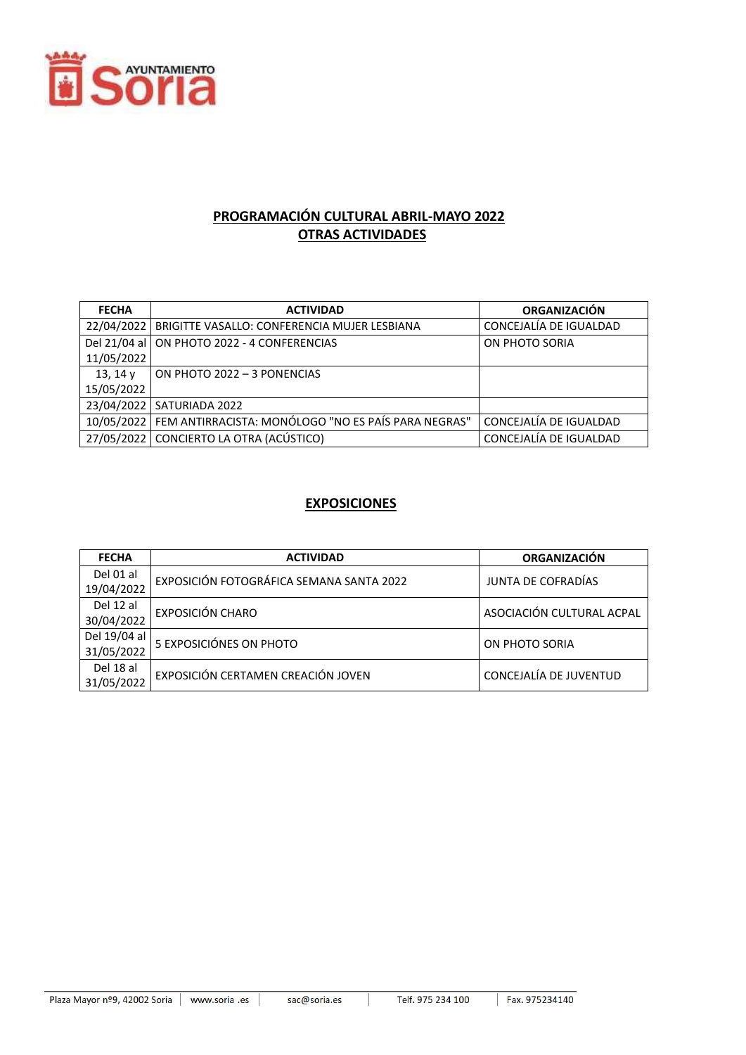## PROGRAMACIÓN CULTURAL ABRIL-MAYO 2022
## OTRAS ACTIVIDADES

| FECHA | ACTIVIDAD | ORGANIZACIÓN |
|---|---|---|
| 22/04/2022 | BRIGITTE VASALLO: CONFERENCIA MUJER LESBIANA | CONCEJALÍA DE IGUALDAD |
| Del 21/04 al 11/05/2022 | ON PHOTO 2022 - 4 CONFERENCIAS | ON PHOTO SORIA |
| 13, 14 y 15/05/2022 | ON PHOTO 2022 – 3 PONENCIAS | |
| 23/04/2022 | SATURIADA 2022 | |
| 10/05/2022 | FEM ANTIRRACISTA: MONÓLOGO "NO ES PAÍS PARA NEGRAS" | CONCEJALÍA DE IGUALDAD |
| 27/05/2022 | CONCIERTO LA OTRA (ACÚSTICO) | CONCEJALÍA DE IGUALDAD |

## EXPOSICIONES

| FECHA | ACTIVIDAD | ORGANIZACIÓN |
|---|---|---|
| Del 01 al 19/04/2022 | EXPOSICIÓN FOTOGRÁFICA SEMANA SANTA 2022 | JUNTA DE COFRADÍAS |
| Del 12 al 30/04/2022 | EXPOSICIÓN CHARO | ASOCIACIÓN CULTURAL ACPAL |
| Del 19/04 al 31/05/2022 | 5 EXPOSICIÓNES ON PHOTO | ON PHOTO SORIA |
| Del 18 al 31/05/2022 | EXPOSICIÓN CERTAMEN CREACIÓN JOVEN | CONCEJALÍA DE JUVENTUD |